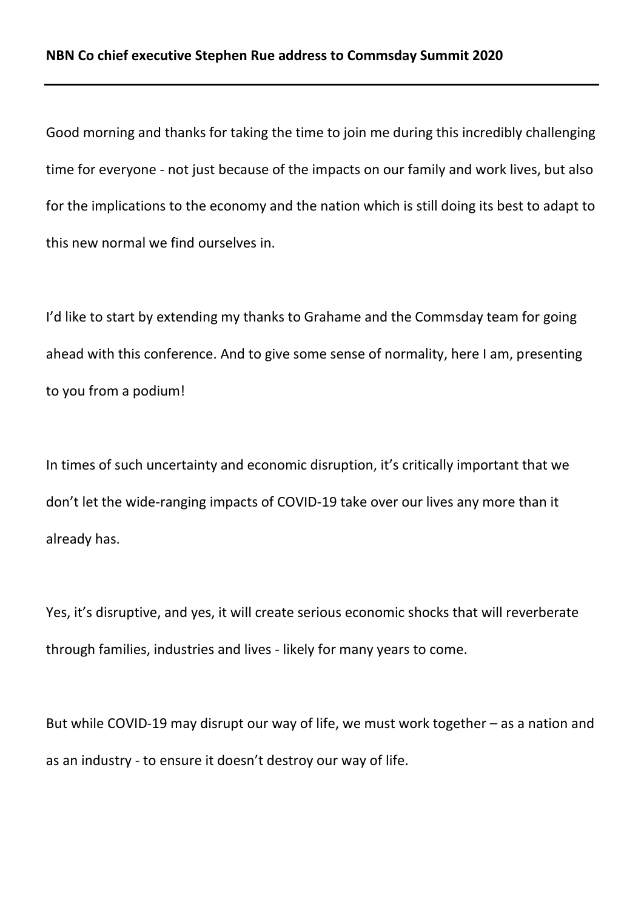**NBN Co chief executive Stephen Rue address to Commsday Summit 2020**

---

Good morning and thanks for taking the time to join me during this incredibly challenging time for everyone - not just because of the impacts on our family and work lives, but also for the implications to the economy and the nation which is still doing its best to adapt to this new normal we find ourselves in.

I'd like to start by extending my thanks to Grahame and the Commsday team for going ahead with this conference. And to give some sense of normality, here I am, presenting to you from a podium!

In times of such uncertainty and economic disruption, it's critically important that we don't let the wide-ranging impacts of COVID-19 take over our lives any more than it already has.

Yes, it's disruptive, and yes, it will create serious economic shocks that will reverberate through families, industries and lives - likely for many years to come.

But while COVID-19 may disrupt our way of life, we must work together – as a nation and as an industry - to ensure it doesn't destroy our way of life.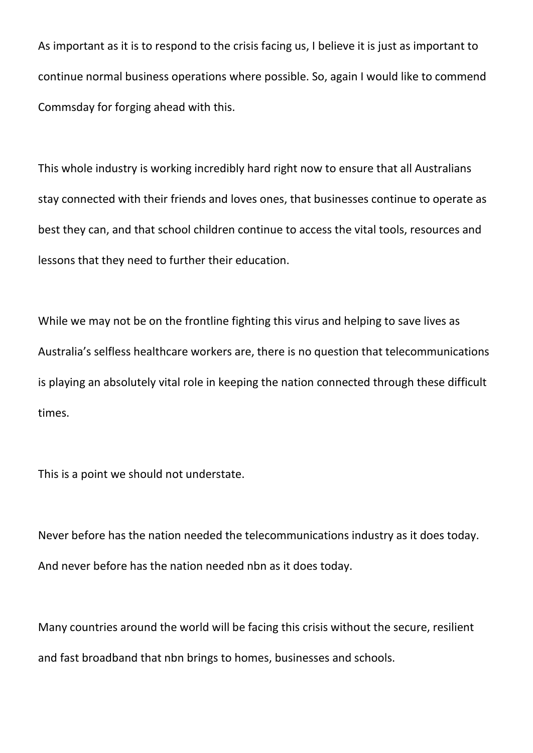As important as it is to respond to the crisis facing us, I believe it is just as important to continue normal business operations where possible. So, again I would like to commend Commsday for forging ahead with this.

This whole industry is working incredibly hard right now to ensure that all Australians stay connected with their friends and loves ones, that businesses continue to operate as best they can, and that school children continue to access the vital tools, resources and lessons that they need to further their education.

While we may not be on the frontline fighting this virus and helping to save lives as Australia's selfless healthcare workers are, there is no question that telecommunications is playing an absolutely vital role in keeping the nation connected through these difficult times.

This is a point we should not understate.

Never before has the nation needed the telecommunications industry as it does today. And never before has the nation needed nbn as it does today.

Many countries around the world will be facing this crisis without the secure, resilient and fast broadband that nbn brings to homes, businesses and schools.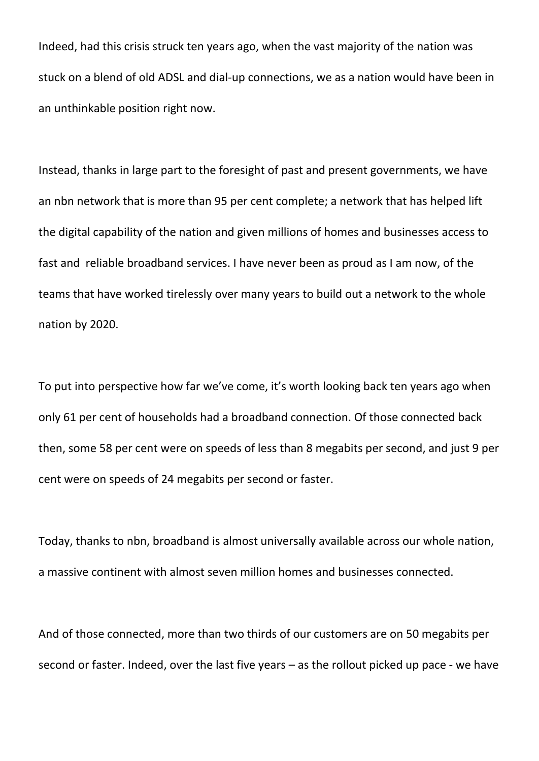Indeed, had this crisis struck ten years ago, when the vast majority of the nation was stuck on a blend of old ADSL and dial-up connections, we as a nation would have been in an unthinkable position right now.

Instead, thanks in large part to the foresight of past and present governments, we have an nbn network that is more than 95 per cent complete; a network that has helped lift the digital capability of the nation and given millions of homes and businesses access to fast and reliable broadband services. I have never been as proud as I am now, of the teams that have worked tirelessly over many years to build out a network to the whole nation by 2020.

To put into perspective how far we've come, it's worth looking back ten years ago when only 61 per cent of households had a broadband connection. Of those connected back then, some 58 per cent were on speeds of less than 8 megabits per second, and just 9 per cent were on speeds of 24 megabits per second or faster.

Today, thanks to nbn, broadband is almost universally available across our whole nation, a massive continent with almost seven million homes and businesses connected.

And of those connected, more than two thirds of our customers are on 50 megabits per second or faster. Indeed, over the last five years – as the rollout picked up pace - we have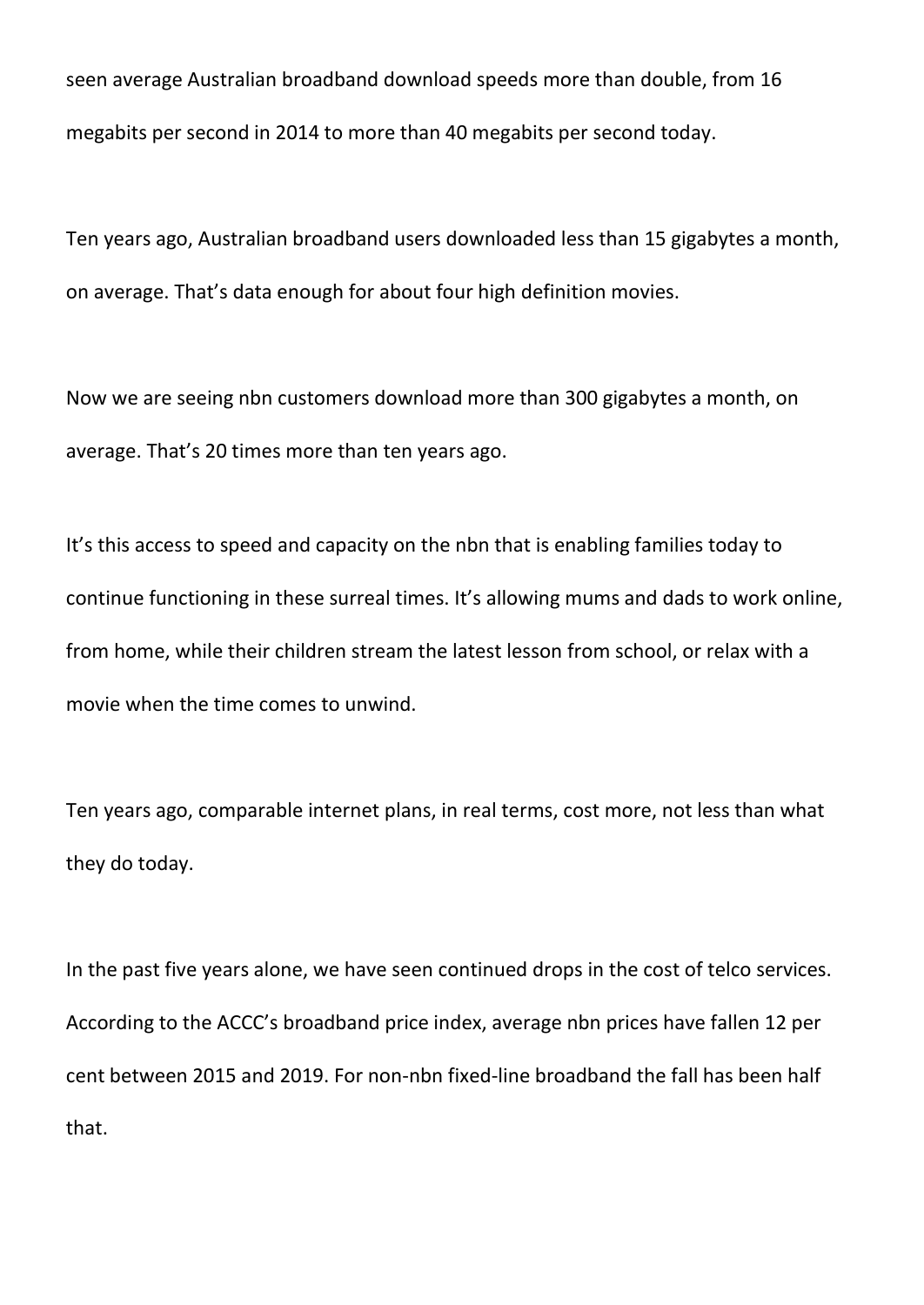seen average Australian broadband download speeds more than double, from 16 megabits per second in 2014 to more than 40 megabits per second today.

Ten years ago, Australian broadband users downloaded less than 15 gigabytes a month, on average. That's data enough for about four high definition movies.

Now we are seeing nbn customers download more than 300 gigabytes a month, on average. That's 20 times more than ten years ago.

It's this access to speed and capacity on the nbn that is enabling families today to continue functioning in these surreal times. It's allowing mums and dads to work online, from home, while their children stream the latest lesson from school, or relax with a movie when the time comes to unwind.

Ten years ago, comparable internet plans, in real terms, cost more, not less than what they do today.

In the past five years alone, we have seen continued drops in the cost of telco services. According to the ACCC's broadband price index, average nbn prices have fallen 12 per cent between 2015 and 2019. For non-nbn fixed-line broadband the fall has been half that.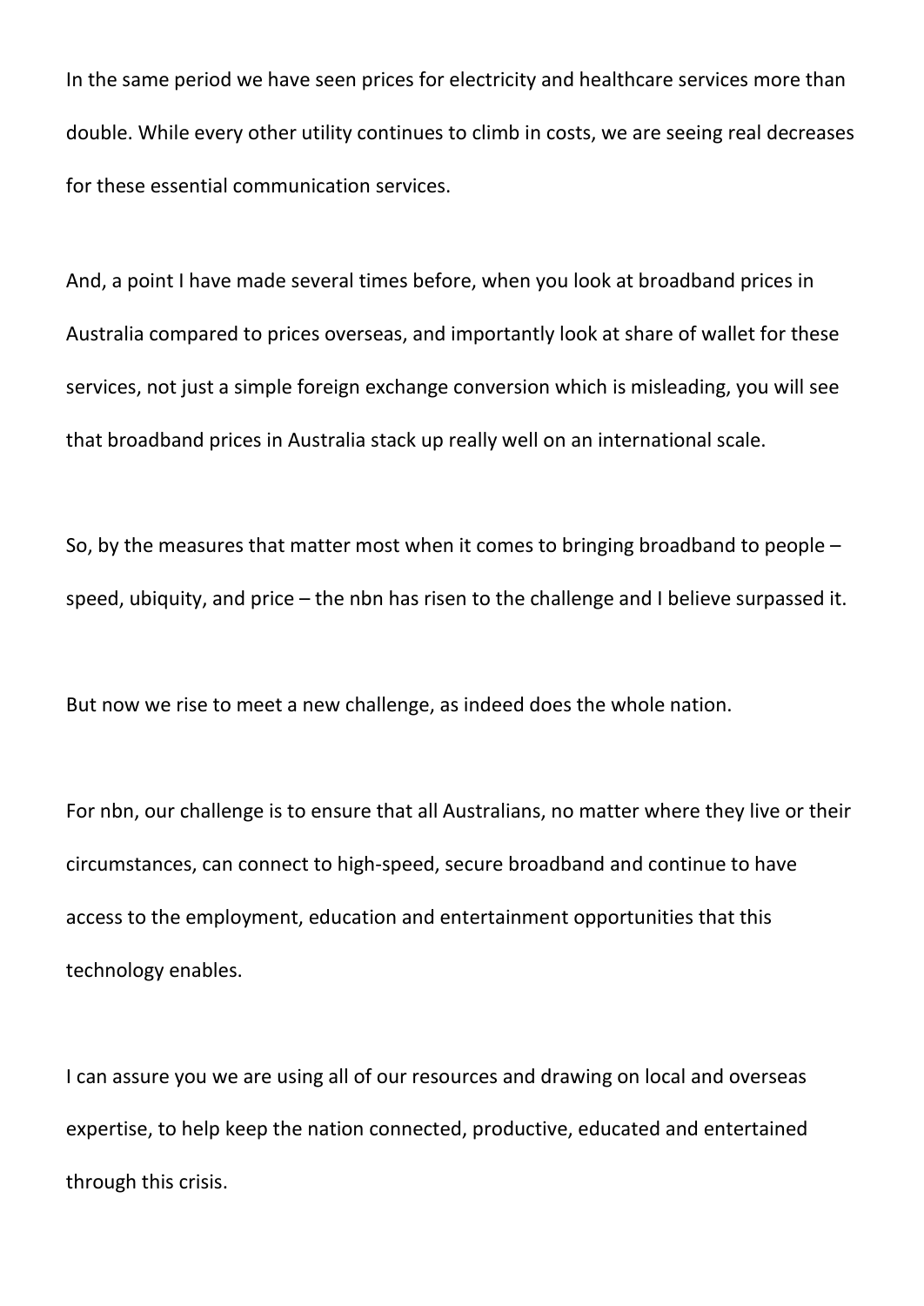In the same period we have seen prices for electricity and healthcare services more than double. While every other utility continues to climb in costs, we are seeing real decreases for these essential communication services.

And, a point I have made several times before, when you look at broadband prices in Australia compared to prices overseas, and importantly look at share of wallet for these services, not just a simple foreign exchange conversion which is misleading, you will see that broadband prices in Australia stack up really well on an international scale.

So, by the measures that matter most when it comes to bringing broadband to people – speed, ubiquity, and price – the nbn has risen to the challenge and I believe surpassed it.

But now we rise to meet a new challenge, as indeed does the whole nation.

For nbn, our challenge is to ensure that all Australians, no matter where they live or their circumstances, can connect to high-speed, secure broadband and continue to have access to the employment, education and entertainment opportunities that this technology enables.

I can assure you we are using all of our resources and drawing on local and overseas expertise, to help keep the nation connected, productive, educated and entertained through this crisis.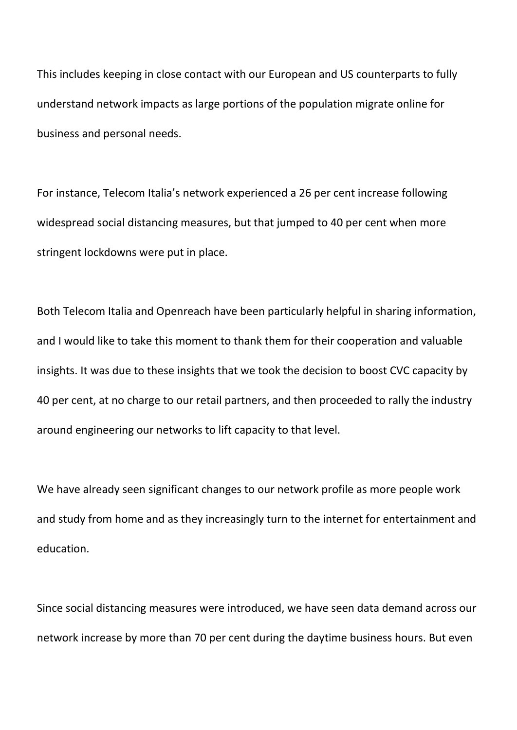This includes keeping in close contact with our European and US counterparts to fully understand network impacts as large portions of the population migrate online for business and personal needs.

For instance, Telecom Italia's network experienced a 26 per cent increase following widespread social distancing measures, but that jumped to 40 per cent when more stringent lockdowns were put in place.

Both Telecom Italia and Openreach have been particularly helpful in sharing information, and I would like to take this moment to thank them for their cooperation and valuable insights. It was due to these insights that we took the decision to boost CVC capacity by 40 per cent, at no charge to our retail partners, and then proceeded to rally the industry around engineering our networks to lift capacity to that level.

We have already seen significant changes to our network profile as more people work and study from home and as they increasingly turn to the internet for entertainment and education.

Since social distancing measures were introduced, we have seen data demand across our network increase by more than 70 per cent during the daytime business hours. But even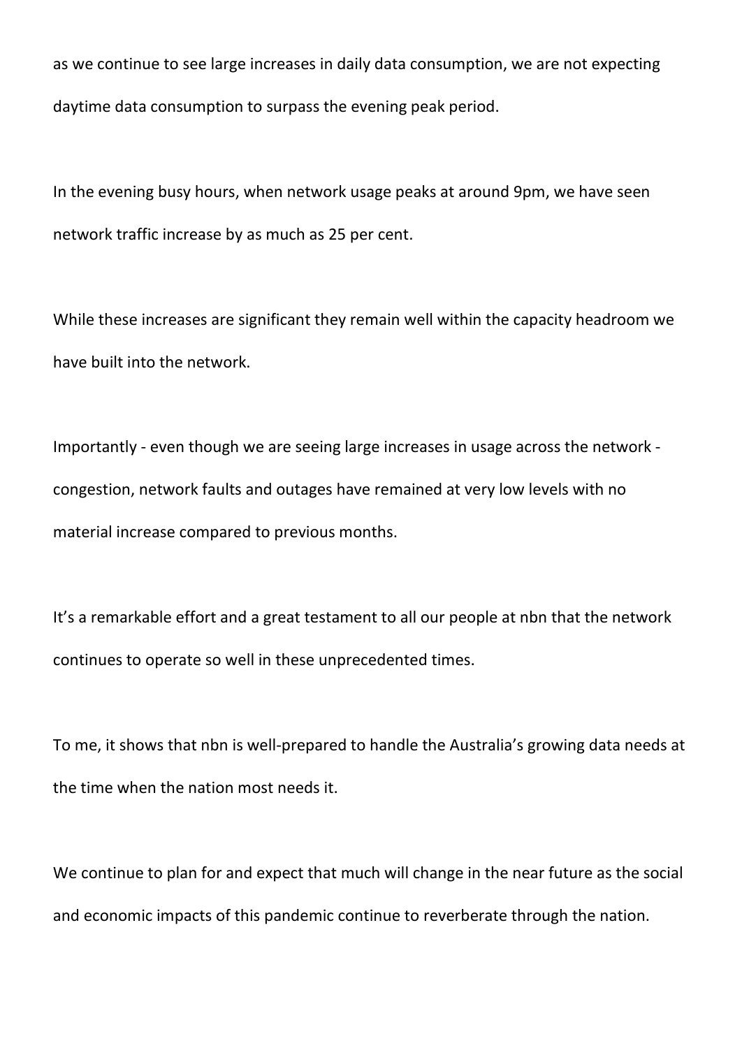as we continue to see large increases in daily data consumption, we are not expecting daytime data consumption to surpass the evening peak period.

In the evening busy hours, when network usage peaks at around 9pm, we have seen network traffic increase by as much as 25 per cent.

While these increases are significant they remain well within the capacity headroom we have built into the network.

Importantly - even though we are seeing large increases in usage across the network - congestion, network faults and outages have remained at very low levels with no material increase compared to previous months.

It's a remarkable effort and a great testament to all our people at nbn that the network continues to operate so well in these unprecedented times.

To me, it shows that nbn is well-prepared to handle the Australia's growing data needs at the time when the nation most needs it.

We continue to plan for and expect that much will change in the near future as the social and economic impacts of this pandemic continue to reverberate through the nation.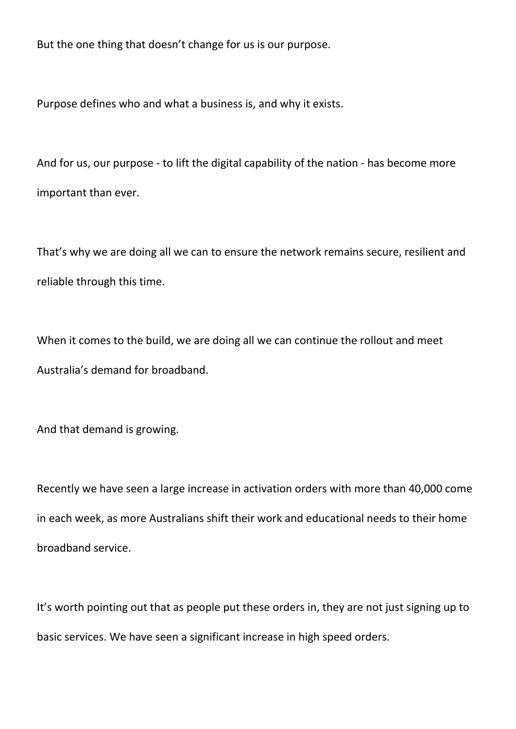But the one thing that doesn't change for us is our purpose.

Purpose defines who and what a business is, and why it exists.

And for us, our purpose - to lift the digital capability of the nation - has become more important than ever.

That's why we are doing all we can to ensure the network remains secure, resilient and reliable through this time.

When it comes to the build, we are doing all we can continue the rollout and meet Australia's demand for broadband.

And that demand is growing.

Recently we have seen a large increase in activation orders with more than 40,000 come in each week, as more Australians shift their work and educational needs to their home broadband service.

It's worth pointing out that as people put these orders in, they are not just signing up to basic services. We have seen a significant increase in high speed orders.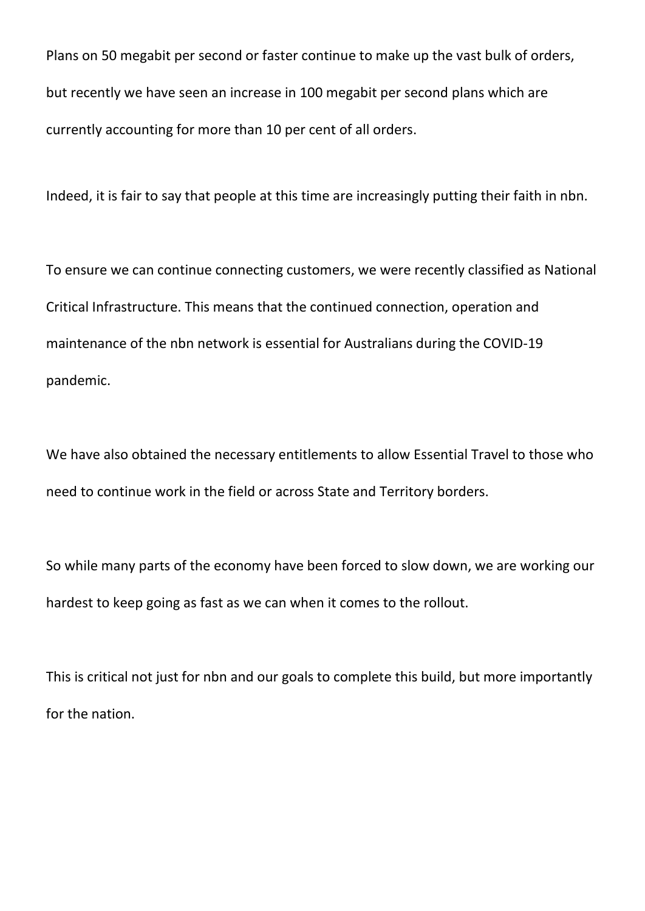Plans on 50 megabit per second or faster continue to make up the vast bulk of orders, but recently we have seen an increase in 100 megabit per second plans which are currently accounting for more than 10 per cent of all orders.

Indeed, it is fair to say that people at this time are increasingly putting their faith in nbn.

To ensure we can continue connecting customers, we were recently classified as National Critical Infrastructure. This means that the continued connection, operation and maintenance of the nbn network is essential for Australians during the COVID-19 pandemic.

We have also obtained the necessary entitlements to allow Essential Travel to those who need to continue work in the field or across State and Territory borders.

So while many parts of the economy have been forced to slow down, we are working our hardest to keep going as fast as we can when it comes to the rollout.

This is critical not just for nbn and our goals to complete this build, but more importantly for the nation.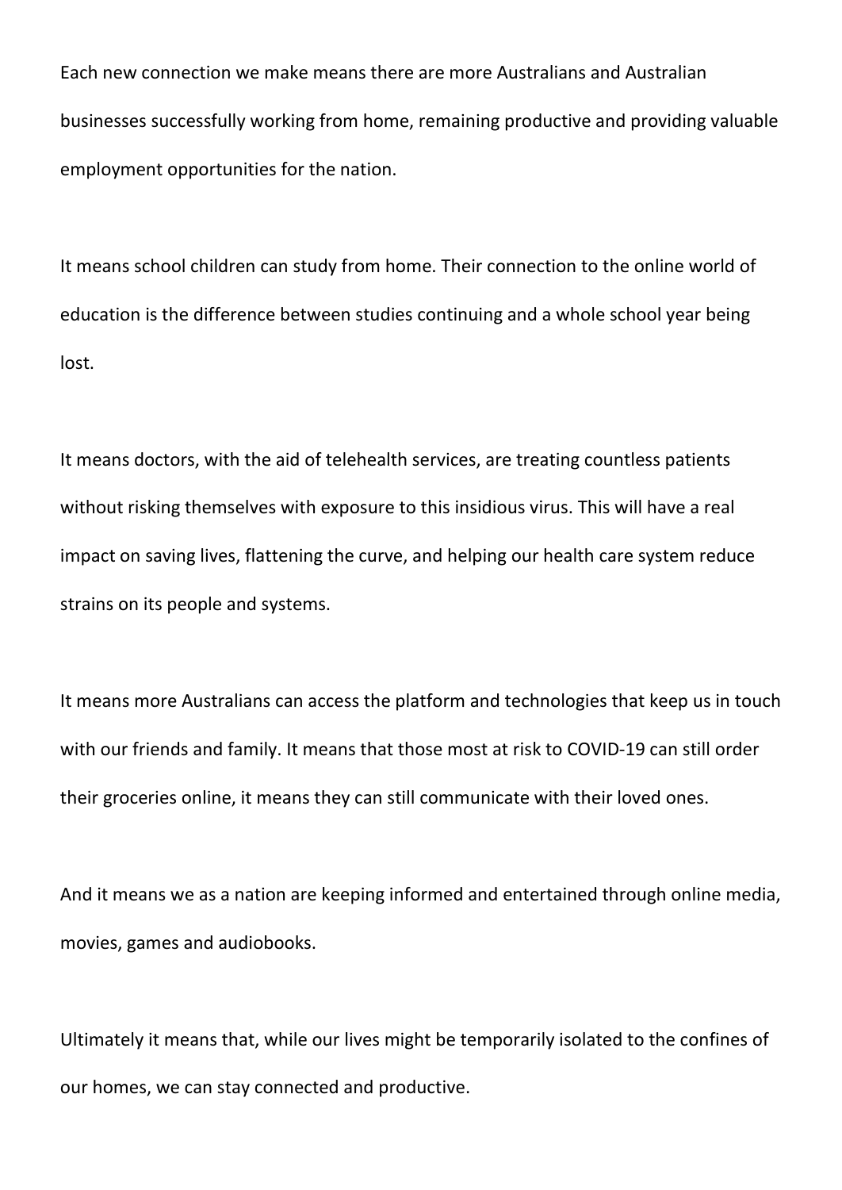Each new connection we make means there are more Australians and Australian businesses successfully working from home, remaining productive and providing valuable employment opportunities for the nation.

It means school children can study from home. Their connection to the online world of education is the difference between studies continuing and a whole school year being lost.

It means doctors, with the aid of telehealth services, are treating countless patients without risking themselves with exposure to this insidious virus. This will have a real impact on saving lives, flattening the curve, and helping our health care system reduce strains on its people and systems.

It means more Australians can access the platform and technologies that keep us in touch with our friends and family. It means that those most at risk to COVID-19 can still order their groceries online, it means they can still communicate with their loved ones.

And it means we as a nation are keeping informed and entertained through online media, movies, games and audiobooks.

Ultimately it means that, while our lives might be temporarily isolated to the confines of our homes, we can stay connected and productive.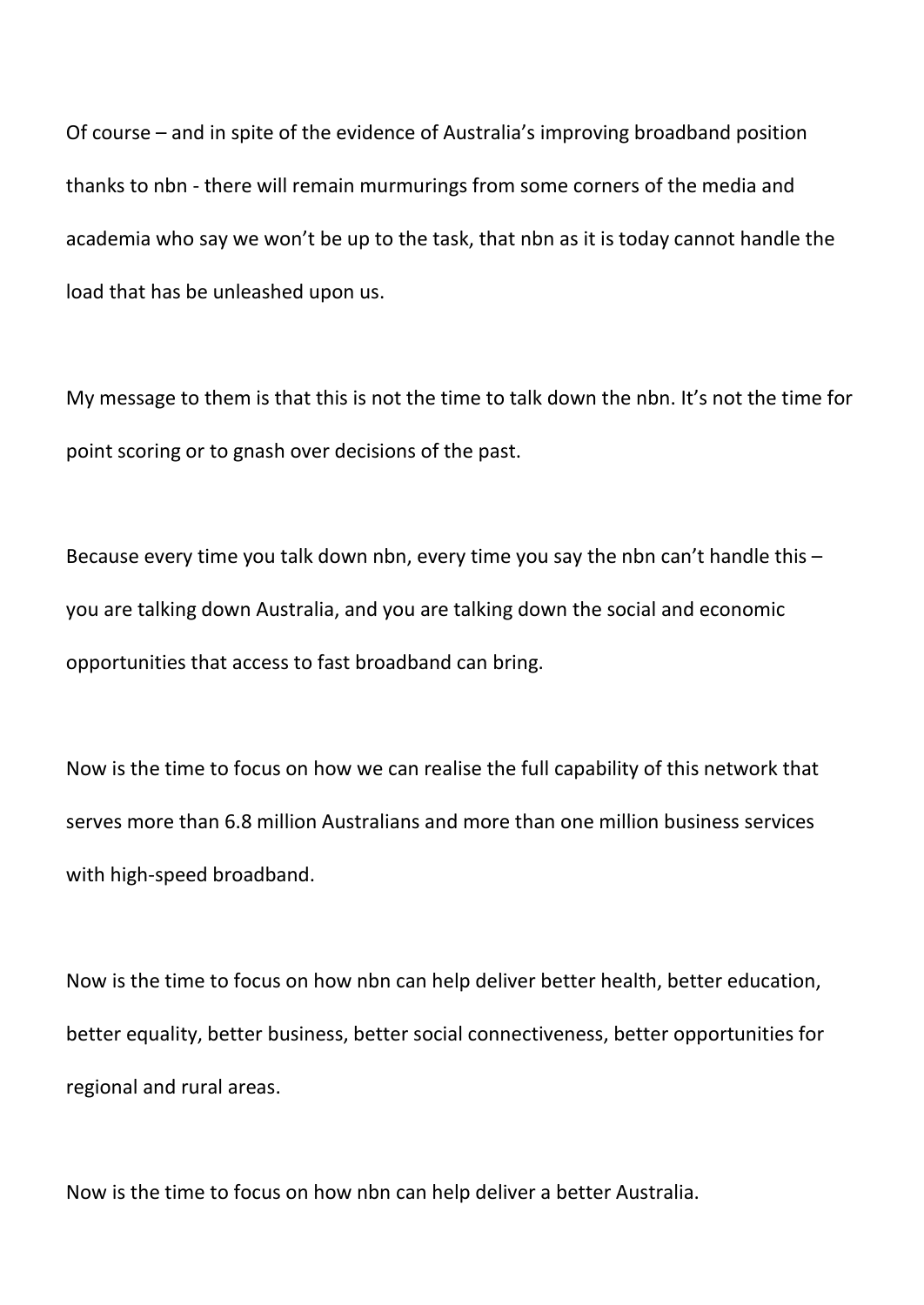Of course – and in spite of the evidence of Australia's improving broadband position thanks to nbn - there will remain murmurings from some corners of the media and academia who say we won't be up to the task, that nbn as it is today cannot handle the load that has be unleashed upon us.

My message to them is that this is not the time to talk down the nbn. It's not the time for point scoring or to gnash over decisions of the past.

Because every time you talk down nbn, every time you say the nbn can't handle this – you are talking down Australia, and you are talking down the social and economic opportunities that access to fast broadband can bring.

Now is the time to focus on how we can realise the full capability of this network that serves more than 6.8 million Australians and more than one million business services with high-speed broadband.

Now is the time to focus on how nbn can help deliver better health, better education, better equality, better business, better social connectiveness, better opportunities for regional and rural areas.

Now is the time to focus on how nbn can help deliver a better Australia.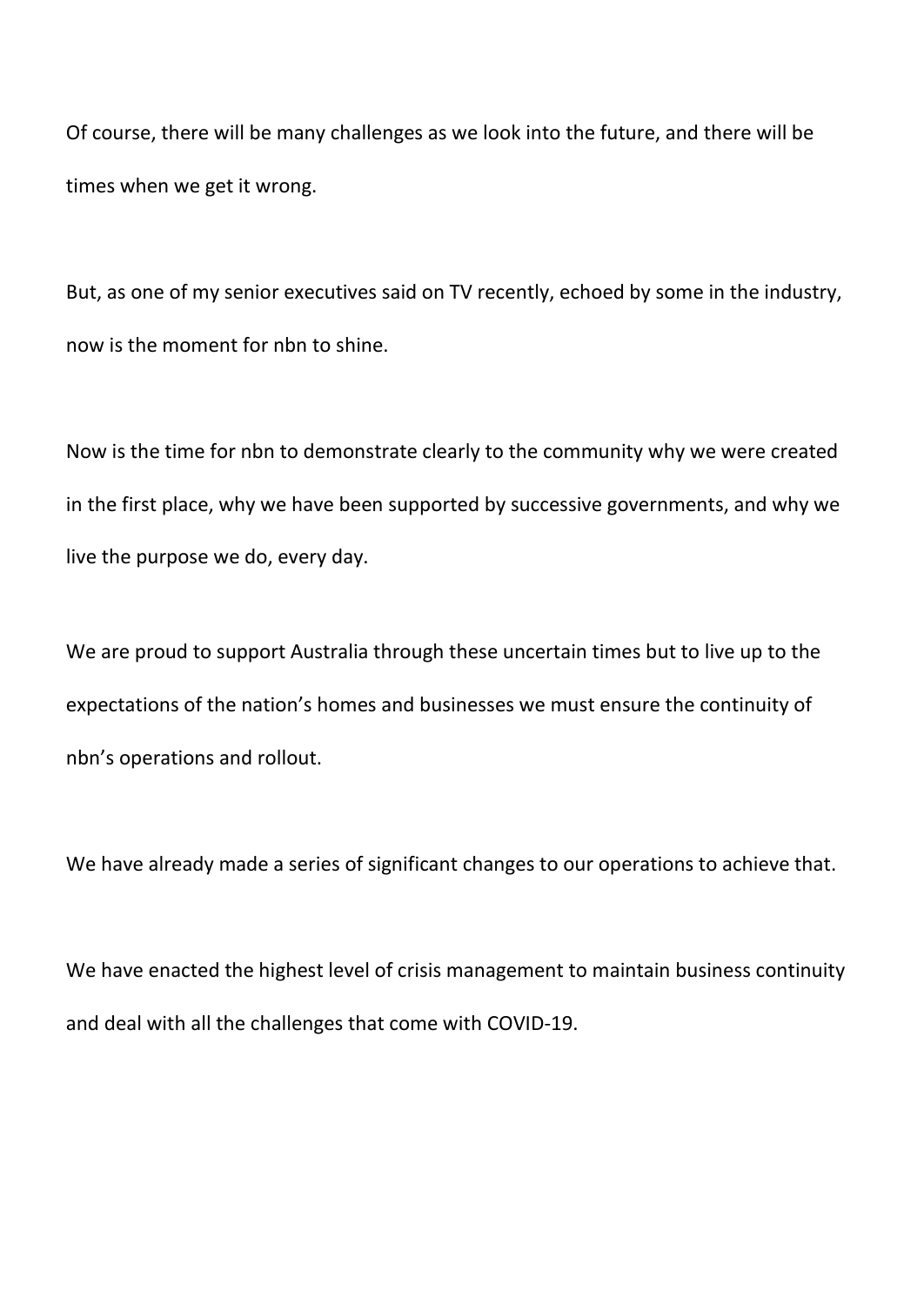Of course, there will be many challenges as we look into the future, and there will be times when we get it wrong.

But, as one of my senior executives said on TV recently, echoed by some in the industry, now is the moment for nbn to shine.

Now is the time for nbn to demonstrate clearly to the community why we were created in the first place, why we have been supported by successive governments, and why we live the purpose we do, every day.

We are proud to support Australia through these uncertain times but to live up to the expectations of the nation's homes and businesses we must ensure the continuity of nbn's operations and rollout.

We have already made a series of significant changes to our operations to achieve that.

We have enacted the highest level of crisis management to maintain business continuity and deal with all the challenges that come with COVID-19.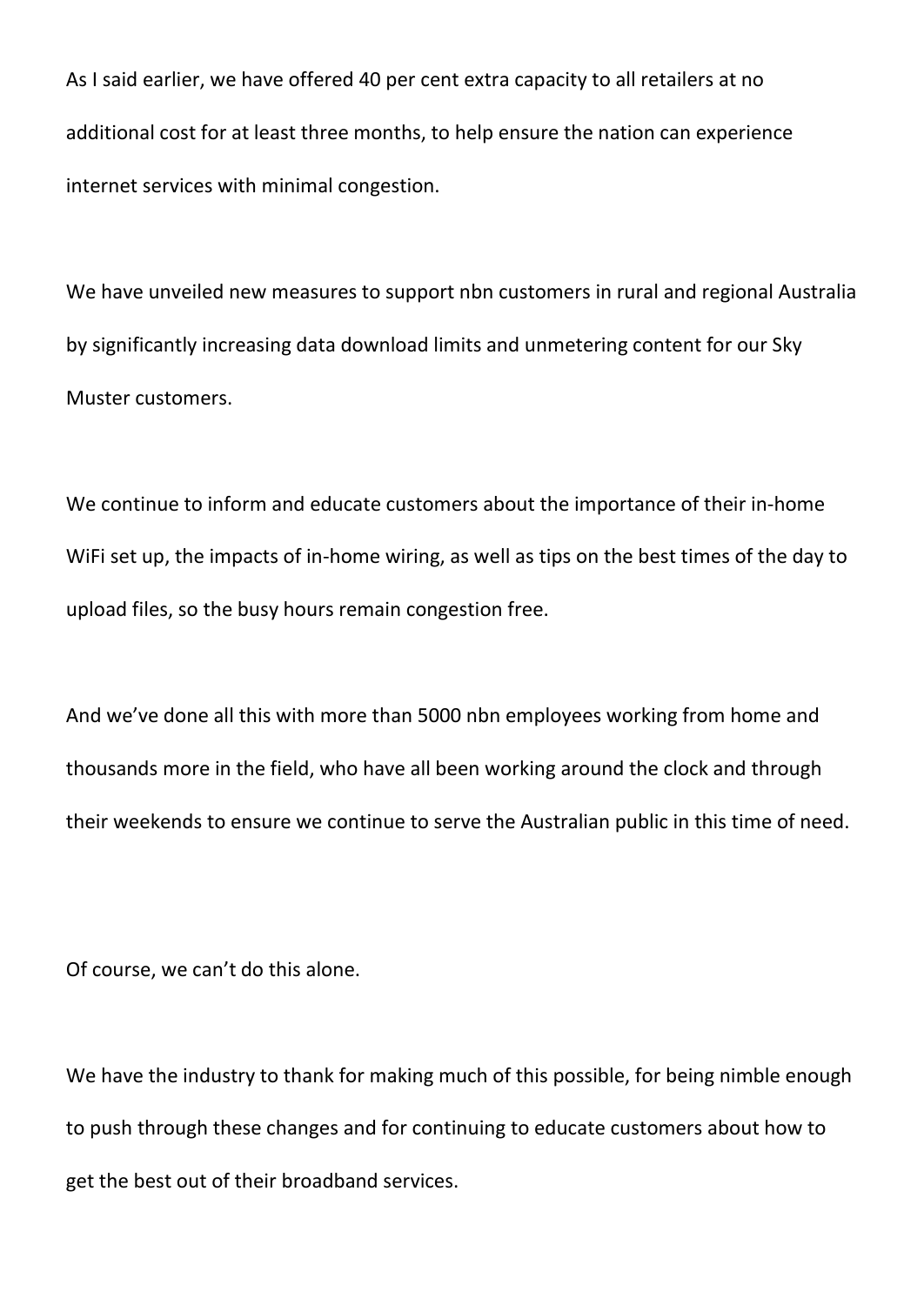As I said earlier, we have offered 40 per cent extra capacity to all retailers at no additional cost for at least three months, to help ensure the nation can experience internet services with minimal congestion.

We have unveiled new measures to support nbn customers in rural and regional Australia by significantly increasing data download limits and unmetering content for our Sky Muster customers.

We continue to inform and educate customers about the importance of their in-home WiFi set up, the impacts of in-home wiring, as well as tips on the best times of the day to upload files, so the busy hours remain congestion free.

And we've done all this with more than 5000 nbn employees working from home and thousands more in the field, who have all been working around the clock and through their weekends to ensure we continue to serve the Australian public in this time of need.

Of course, we can't do this alone.

We have the industry to thank for making much of this possible, for being nimble enough to push through these changes and for continuing to educate customers about how to get the best out of their broadband services.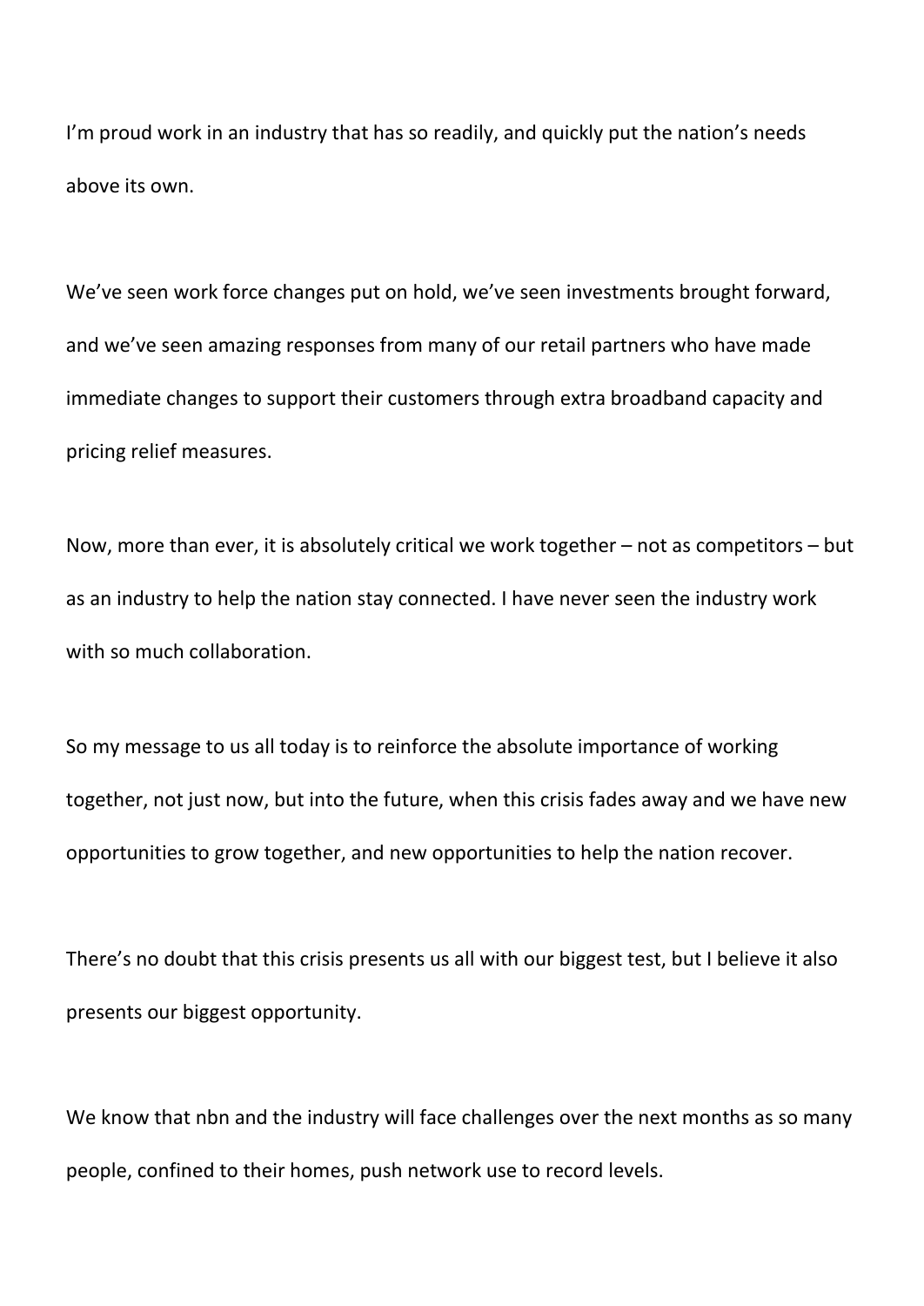I'm proud work in an industry that has so readily, and quickly put the nation's needs above its own.

We've seen work force changes put on hold, we've seen investments brought forward, and we've seen amazing responses from many of our retail partners who have made immediate changes to support their customers through extra broadband capacity and pricing relief measures.

Now, more than ever, it is absolutely critical we work together – not as competitors – but as an industry to help the nation stay connected. I have never seen the industry work with so much collaboration.

So my message to us all today is to reinforce the absolute importance of working together, not just now, but into the future, when this crisis fades away and we have new opportunities to grow together, and new opportunities to help the nation recover.

There's no doubt that this crisis presents us all with our biggest test, but I believe it also presents our biggest opportunity.

We know that nbn and the industry will face challenges over the next months as so many people, confined to their homes, push network use to record levels.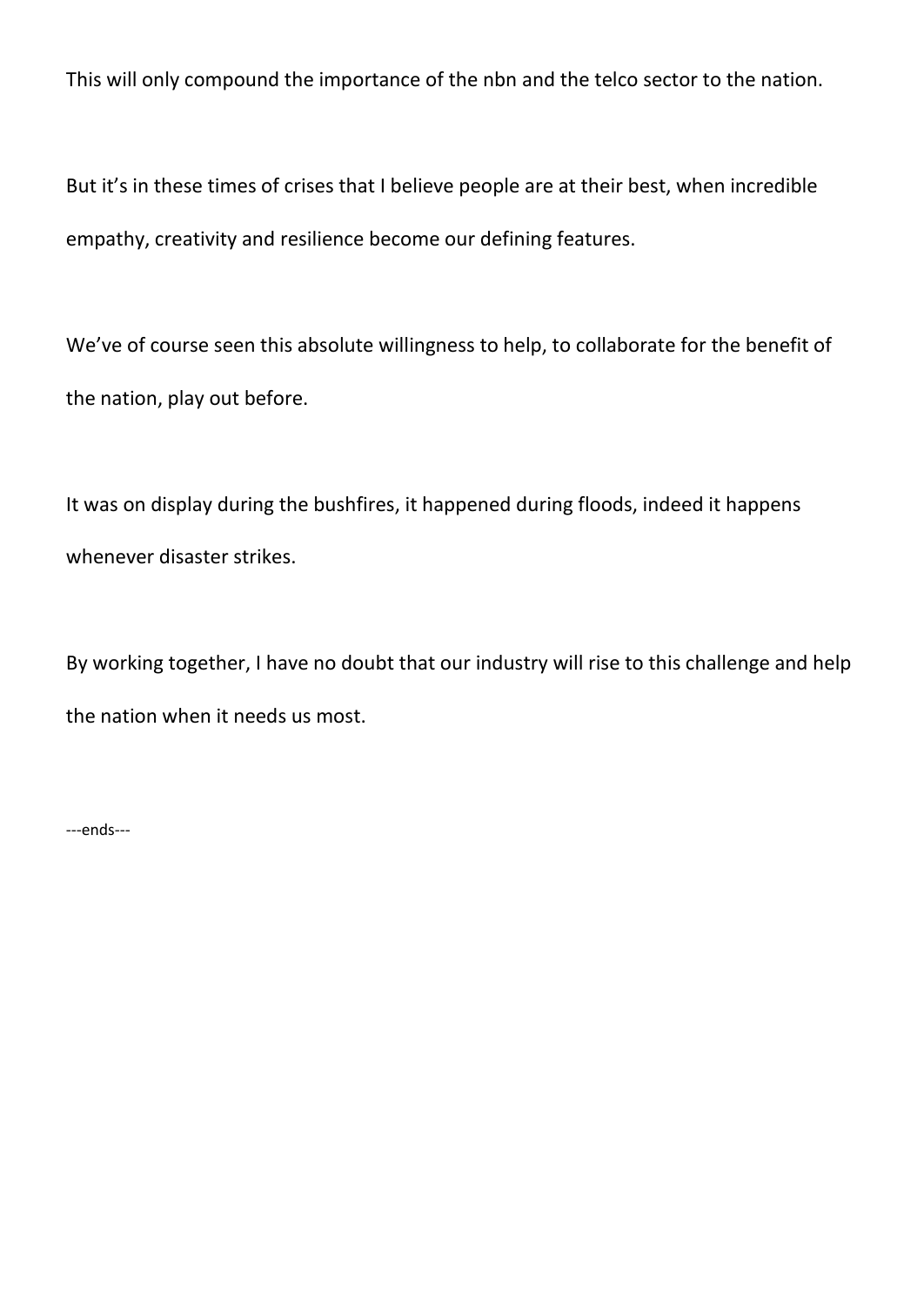This will only compound the importance of the nbn and the telco sector to the nation.

But it's in these times of crises that I believe people are at their best, when incredible empathy, creativity and resilience become our defining features.

We've of course seen this absolute willingness to help, to collaborate for the benefit of the nation, play out before.

It was on display during the bushfires, it happened during floods, indeed it happens whenever disaster strikes.

By working together, I have no doubt that our industry will rise to this challenge and help the nation when it needs us most.

---ends---